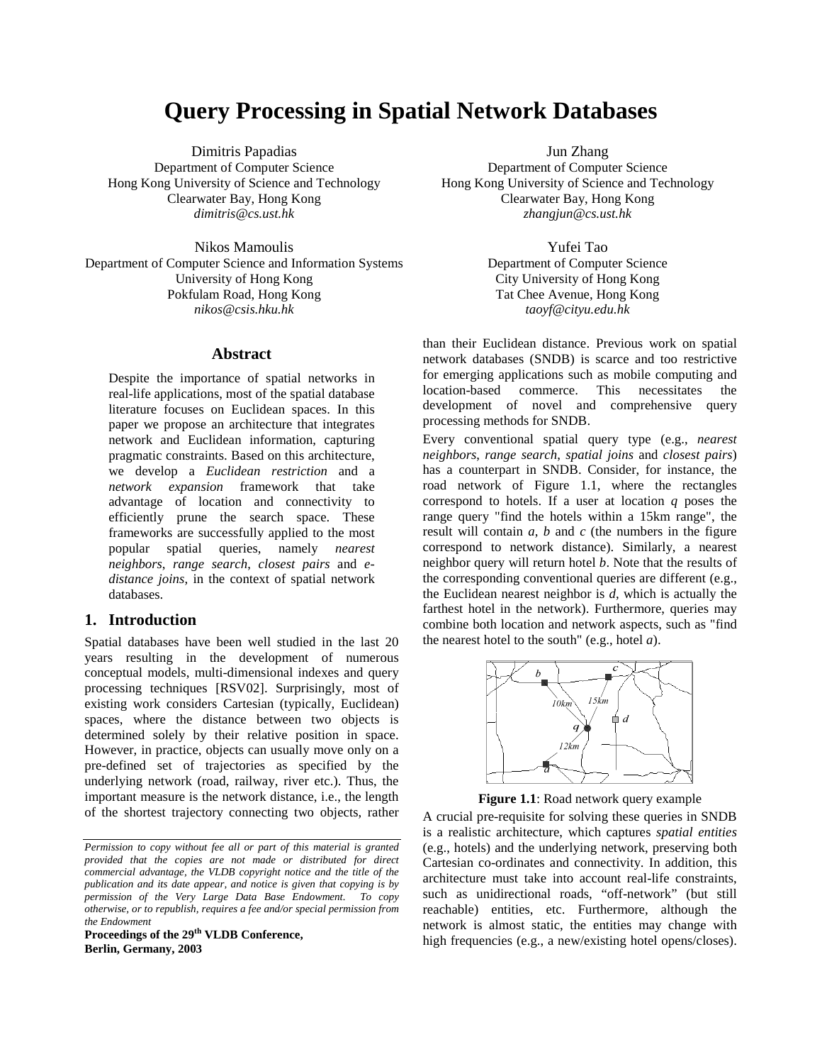# Query Processing in Spatial Network Databases

Dimitris Papadias
Department of Computer Science
Hong Kong University of Science and Technology
Clearwater Bay, Hong Kong
*dimitris@cs.ust.hk*

Jun Zhang
Department of Computer Science
Hong Kong University of Science and Technology
Clearwater Bay, Hong Kong
*zhangjun@cs.ust.hk*

Nikos Mamoulis
Department of Computer Science and Information Systems
University of Hong Kong
Pokfulam Road, Hong Kong
*nikos@csis.hku.hk*

Yufei Tao
Department of Computer Science
City University of Hong Kong
Tat Chee Avenue, Hong Kong
*taoyf@cityu.edu.hk*

## Abstract

Despite the importance of spatial networks in real-life applications, most of the spatial database literature focuses on Euclidean spaces. In this paper we propose an architecture that integrates network and Euclidean information, capturing pragmatic constraints. Based on this architecture, we develop a *Euclidean restriction* and a *network expansion* framework that take advantage of location and connectivity to efficiently prune the search space. These frameworks are successfully applied to the most popular spatial queries, namely *nearest neighbors*, *range search*, *closest pairs* and *e-distance joins*, in the context of spatial network databases.

## 1. Introduction

Spatial databases have been well studied in the last 20 years resulting in the development of numerous conceptual models, multi-dimensional indexes and query processing techniques [RSV02]. Surprisingly, most of existing work considers Cartesian (typically, Euclidean) spaces, where the distance between two objects is determined solely by their relative position in space. However, in practice, objects can usually move only on a pre-defined set of trajectories as specified by the underlying network (road, railway, river etc.). Thus, the important measure is the network distance, i.e., the length of the shortest trajectory connecting two objects, rather than their Euclidean distance. Previous work on spatial network databases (SNDB) is scarce and too restrictive for emerging applications such as mobile computing and location-based commerce. This necessitates the development of novel and comprehensive query processing methods for SNDB.

Every conventional spatial query type (e.g., *nearest neighbors*, *range search*, *spatial joins* and *closest pairs*) has a counterpart in SNDB. Consider, for instance, the road network of Figure 1.1, where the rectangles correspond to hotels. If a user at location *q* poses the range query "find the hotels within a 15km range", the result will contain *a*, *b* and *c* (the numbers in the figure correspond to network distance). Similarly, a nearest neighbor query will return hotel *b*. Note that the results of the corresponding conventional queries are different (e.g., the Euclidean nearest neighbor is *d*, which is actually the farthest hotel in the network). Furthermore, queries may combine both location and network aspects, such as "find the nearest hotel to the south" (e.g., hotel *a*).

b
c
10km
15km
d
q
12km
a

**Figure 1.1**: Road network query example

A crucial pre-requisite for solving these queries in SNDB is a realistic architecture, which captures *spatial entities* (e.g., hotels) and the underlying network, preserving both Cartesian co-ordinates and connectivity. In addition, this architecture must take into account real-life constraints, such as unidirectional roads, "off-network" (but still reachable) entities, etc. Furthermore, although the network is almost static, the entities may change with high frequencies (e.g., a new/existing hotel opens/closes).

*Permission to copy without fee all or part of this material is granted provided that the copies are not made or distributed for direct commercial advantage, the VLDB copyright notice and the title of the publication and its date appear, and notice is given that copying is by permission of the Very Large Data Base Endowment. To copy otherwise, or to republish, requires a fee and/or special permission from the Endowment*

**Proceedings of the 29th VLDB Conference, Berlin, Germany, 2003**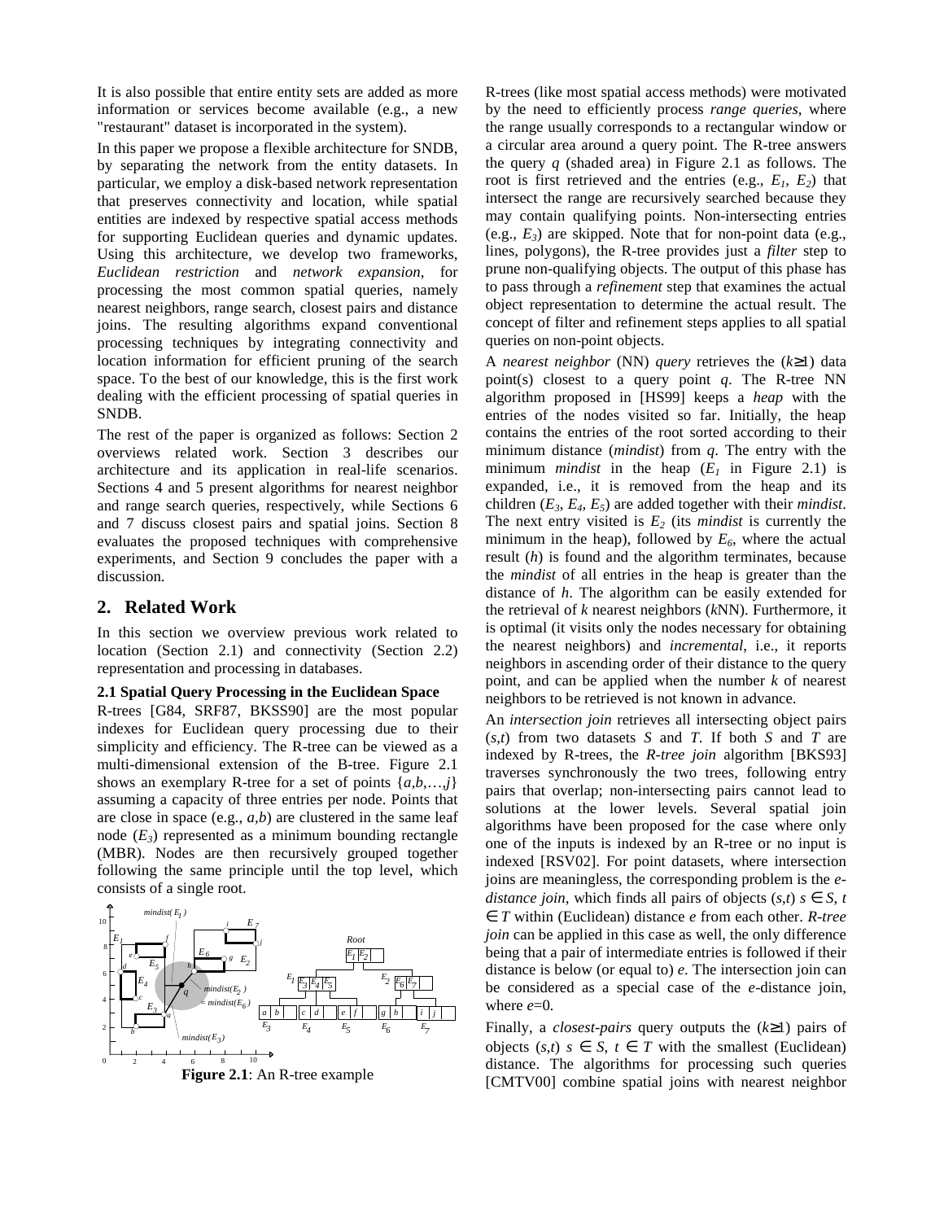It is also possible that entire entity sets are added as more information or services become available (e.g., a new "restaurant" dataset is incorporated in the system).

In this paper we propose a flexible architecture for SNDB, by separating the network from the entity datasets. In particular, we employ a disk-based network representation that preserves connectivity and location, while spatial entities are indexed by respective spatial access methods for supporting Euclidean queries and dynamic updates. Using this architecture, we develop two frameworks, *Euclidean restriction* and *network expansion*, for processing the most common spatial queries, namely nearest neighbors, range search, closest pairs and distance joins. The resulting algorithms expand conventional processing techniques by integrating connectivity and location information for efficient pruning of the search space. To the best of our knowledge, this is the first work dealing with the efficient processing of spatial queries in SNDB.

The rest of the paper is organized as follows: Section 2 overviews related work. Section 3 describes our architecture and its application in real-life scenarios. Sections 4 and 5 present algorithms for nearest neighbor and range search queries, respectively, while Sections 6 and 7 discuss closest pairs and spatial joins. Section 8 evaluates the proposed techniques with comprehensive experiments, and Section 9 concludes the paper with a discussion.

## 2. Related Work

In this section we overview previous work related to location (Section 2.1) and connectivity (Section 2.2) representation and processing in databases.

### 2.1 Spatial Query Processing in the Euclidean Space

R-trees [G84, SRF87, BKSS90] are the most popular indexes for Euclidean query processing due to their simplicity and efficiency. The R-tree can be viewed as a multi-dimensional extension of the B-tree. Figure 2.1 shows an exemplary R-tree for a set of points {*a*,*b*,…,*j*} assuming a capacity of three entries per node. Points that are close in space (e.g., *a*,*b*) are clustered in the same leaf node ($E_3$) represented as a minimum bounding rectangle (MBR). Nodes are then recursively grouped together following the same principle until the top level, which consists of a single root.

**Figure 2.1**: An R-tree example

R-trees (like most spatial access methods) were motivated by the need to efficiently process *range queries*, where the range usually corresponds to a rectangular window or a circular area around a query point. The R-tree answers the query *q* (shaded area) in Figure 2.1 as follows. The root is first retrieved and the entries (e.g., $E_1$, $E_2$) that intersect the range are recursively searched because they may contain qualifying points. Non-intersecting entries (e.g., $E_3$) are skipped. Note that for non-point data (e.g., lines, polygons), the R-tree provides just a *filter* step to prune non-qualifying objects. The output of this phase has to pass through a *refinement* step that examines the actual object representation to determine the actual result. The concept of filter and refinement steps applies to all spatial queries on non-point objects.

A *nearest neighbor* (NN) *query* retrieves the ($k$≥1) data point(s) closest to a query point *q*. The R-tree NN algorithm proposed in [HS99] keeps a *heap* with the entries of the nodes visited so far. Initially, the heap contains the entries of the root sorted according to their minimum distance (*mindist*) from *q*. The entry with the minimum *mindist* in the heap ($E_1$ in Figure 2.1) is expanded, i.e., it is removed from the heap and its children ($E_3$, $E_4$, $E_5$) are added together with their *mindist*. The next entry visited is $E_2$ (its *mindist* is currently the minimum in the heap), followed by $E_6$, where the actual result (*h*) is found and the algorithm terminates, because the *mindist* of all entries in the heap is greater than the distance of *h*. The algorithm can be easily extended for the retrieval of *k* nearest neighbors (*k*NN). Furthermore, it is optimal (it visits only the nodes necessary for obtaining the nearest neighbors) and *incremental*, i.e., it reports neighbors in ascending order of their distance to the query point, and can be applied when the number *k* of nearest neighbors to be retrieved is not known in advance.

An *intersection join* retrieves all intersecting object pairs (*s*,*t*) from two datasets *S* and *T*. If both *S* and *T* are indexed by R-trees, the *R-tree join* algorithm [BKS93] traverses synchronously the two trees, following entry pairs that overlap; non-intersecting pairs cannot lead to solutions at the lower levels. Several spatial join algorithms have been proposed for the case where only one of the inputs is indexed by an R-tree or no input is indexed [RSV02]. For point datasets, where intersection joins are meaningless, the corresponding problem is the *e-distance join*, which finds all pairs of objects (*s*,*t*) $s \in S$, $t \in T$ within (Euclidean) distance *e* from each other. *R-tree join* can be applied in this case as well, the only difference being that a pair of intermediate entries is followed if their distance is below (or equal to) *e*. The intersection join can be considered as a special case of the *e*-distance join, where *e*=0.

Finally, a *closest-pairs* query outputs the ($k$≥1) pairs of objects (*s*,*t*) $s \in S$, $t \in T$ with the smallest (Euclidean) distance. The algorithms for processing such queries [CMTV00] combine spatial joins with nearest neighbor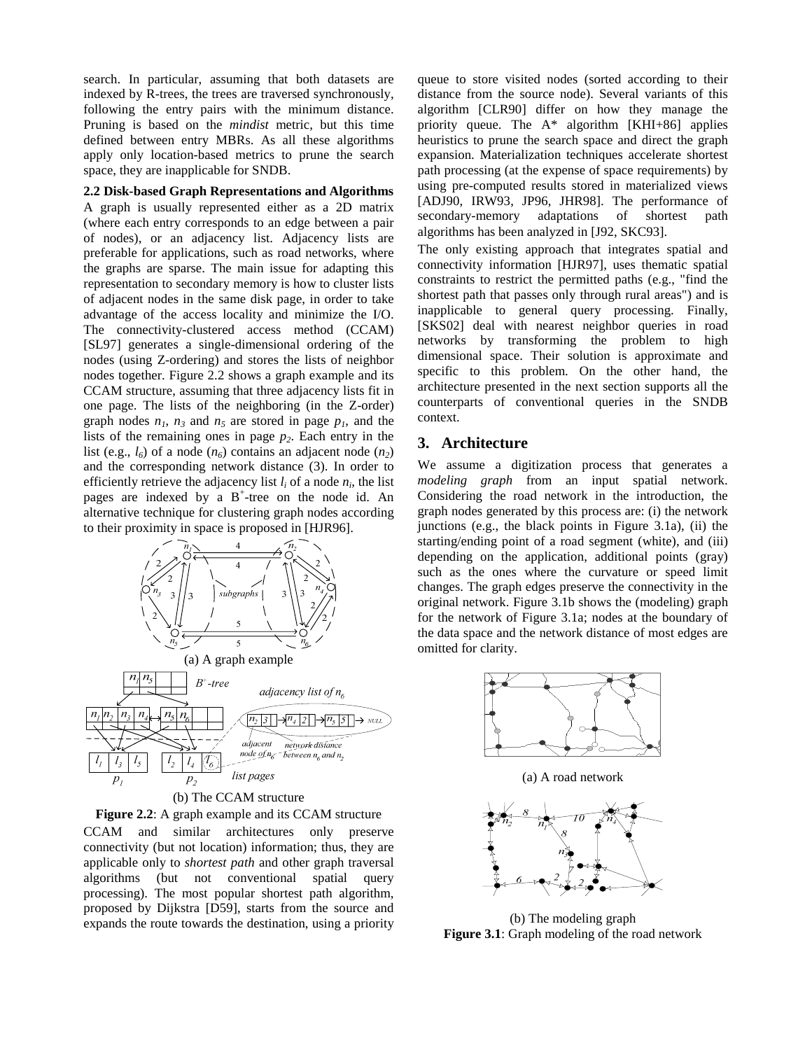search. In particular, assuming that both datasets are indexed by R-trees, the trees are traversed synchronously, following the entry pairs with the minimum distance. Pruning is based on the *mindist* metric, but this time defined between entry MBRs. As all these algorithms apply only location-based metrics to prune the search space, they are inapplicable for SNDB.

### 2.2 Disk-based Graph Representations and Algorithms

A graph is usually represented either as a 2D matrix (where each entry corresponds to an edge between a pair of nodes), or an adjacency list. Adjacency lists are preferable for applications, such as road networks, where the graphs are sparse. The main issue for adapting this representation to secondary memory is how to cluster lists of adjacent nodes in the same disk page, in order to take advantage of the access locality and minimize the I/O. The connectivity-clustered access method (CCAM) [SL97] generates a single-dimensional ordering of the nodes (using Z-ordering) and stores the lists of neighbor nodes together. Figure 2.2 shows a graph example and its CCAM structure, assuming that three adjacency lists fit in one page. The lists of the neighboring (in the Z-order) graph nodes $n_1$, $n_3$ and $n_5$ are stored in page $p_1$, and the lists of the remaining ones in page $p_2$. Each entry in the list (e.g., $l_6$) of a node ($n_6$) contains an adjacent node ($n_2$) and the corresponding network distance (3). In order to efficiently retrieve the adjacency list $l_i$ of a node $n_i$, the list pages are indexed by a $B^+$-tree on the node id. An alternative technique for clustering graph nodes according to their proximity in space is proposed in [HJR96].

(a) A graph example

(b) The CCAM structure

**Figure 2.2**: A graph example and its CCAM structure

CCAM and similar architectures only preserve connectivity (but not location) information; thus, they are applicable only to *shortest path* and other graph traversal algorithms (but not conventional spatial query processing). The most popular shortest path algorithm, proposed by Dijkstra [D59], starts from the source and expands the route towards the destination, using a priority queue to store visited nodes (sorted according to their distance from the source node). Several variants of this algorithm [CLR90] differ on how they manage the priority queue. The A* algorithm [KHI+86] applies heuristics to prune the search space and direct the graph expansion. Materialization techniques accelerate shortest path processing (at the expense of space requirements) by using pre-computed results stored in materialized views [ADJ90, IRW93, JP96, JHR98]. The performance of secondary-memory adaptations of shortest path algorithms has been analyzed in [J92, SKC93].

The only existing approach that integrates spatial and connectivity information [HJR97], uses thematic spatial constraints to restrict the permitted paths (e.g., "find the shortest path that passes only through rural areas") and is inapplicable to general query processing. Finally, [SKS02] deal with nearest neighbor queries in road networks by transforming the problem to high dimensional space. Their solution is approximate and specific to this problem. On the other hand, the architecture presented in the next section supports all the counterparts of conventional queries in the SNDB context.

## 3. Architecture

We assume a digitization process that generates a *modeling graph* from an input spatial network. Considering the road network in the introduction, the graph nodes generated by this process are: (i) the network junctions (e.g., the black points in Figure 3.1a), (ii) the starting/ending point of a road segment (white), and (iii) depending on the application, additional points (gray) such as the ones where the curvature or speed limit changes. The graph edges preserve the connectivity in the original network. Figure 3.1b shows the (modeling) graph for the network of Figure 3.1a; nodes at the boundary of the data space and the network distance of most edges are omitted for clarity.

(a) A road network

(b) The modeling graph

**Figure 3.1**: Graph modeling of the road network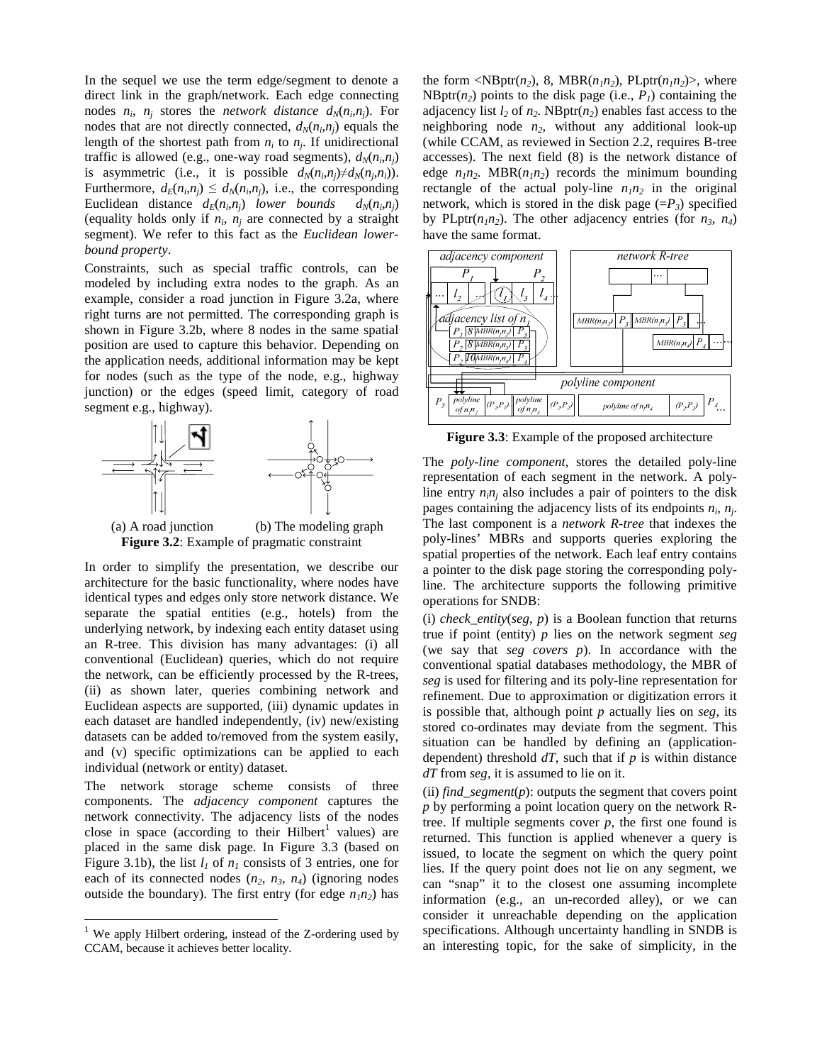In the sequel we use the term edge/segment to denote a direct link in the graph/network. Each edge connecting nodes $n_i$, $n_j$ stores the *network distance* $d_N(n_i,n_j)$. For nodes that are not directly connected, $d_N(n_i,n_j)$ equals the length of the shortest path from $n_i$ to $n_j$. If unidirectional traffic is allowed (e.g., one-way road segments), $d_N(n_i,n_j)$ is asymmetric (i.e., it is possible $d_N(n_i,n_j) \neq d_N(n_j,n_i)$). Furthermore, $d_E(n_i,n_j) \leq d_N(n_i,n_j)$, i.e., the corresponding Euclidean distance $d_E(n_i,n_j)$ *lower bounds* $d_N(n_i,n_j)$ (equality holds only if $n_i$, $n_j$ are connected by a straight segment). We refer to this fact as the *Euclidean lower-bound property*.

Constraints, such as special traffic controls, can be modeled by including extra nodes to the graph. As an example, consider a road junction in Figure 3.2a, where right turns are not permitted. The corresponding graph is shown in Figure 3.2b, where 8 nodes in the same spatial position are used to capture this behavior. Depending on the application needs, additional information may be kept for nodes (such as the type of the node, e.g., highway junction) or the edges (speed limit, category of road segment e.g., highway).

(a) A road junction (b) The modeling graph

**Figure 3.2**: Example of pragmatic constraint

In order to simplify the presentation, we describe our architecture for the basic functionality, where nodes have identical types and edges only store network distance. We separate the spatial entities (e.g., hotels) from the underlying network, by indexing each entity dataset using an R-tree. This division has many advantages: (i) all conventional (Euclidean) queries, which do not require the network, can be efficiently processed by the R-trees, (ii) as shown later, queries combining network and Euclidean aspects are supported, (iii) dynamic updates in each dataset are handled independently, (iv) new/existing datasets can be added to/removed from the system easily, and (v) specific optimizations can be applied to each individual (network or entity) dataset.

The network storage scheme consists of three components. The *adjacency component* captures the network connectivity. The adjacency lists of the nodes close in space (according to their Hilbert[1] values) are placed in the same disk page. In Figure 3.3 (based on Figure 3.1b), the list $l_1$ of $n_1$ consists of 3 entries, one for each of its connected nodes ($n_2$, $n_3$, $n_4$) (ignoring nodes outside the boundary). The first entry (for edge $n_1n_2$) has the form <NBptr($n_2$), 8, MBR($n_1n_2$), PLptr($n_1n_2$)>, where NBptr($n_2$) points to the disk page (i.e., $P_1$) containing the adjacency list $l_2$ of $n_2$. NBptr($n_2$) enables fast access to the neighboring node $n_2$, without any additional look-up (while CCAM, as reviewed in Section 2.2, requires B-tree accesses). The next field (8) is the network distance of edge $n_1n_2$. MBR($n_1n_2$) records the minimum bounding rectangle of the actual poly-line $n_1n_2$ in the original network, which is stored in the disk page (=$P_3$) specified by PLptr($n_1n_2$). The other adjacency entries (for $n_3$, $n_4$) have the same format.

**Figure 3.3**: Example of the proposed architecture

The *poly-line component*, stores the detailed poly-line representation of each segment in the network. A poly-line entry $n_in_j$ also includes a pair of pointers to the disk pages containing the adjacency lists of its endpoints $n_i$, $n_j$. The last component is a *network R-tree* that indexes the poly-lines' MBRs and supports queries exploring the spatial properties of the network. Each leaf entry contains a pointer to the disk page storing the corresponding poly-line. The architecture supports the following primitive operations for SNDB:

(i) *check_entity*(*seg*, *p*) is a Boolean function that returns true if point (entity) *p* lies on the network segment *seg* (we say that *seg covers p*). In accordance with the conventional spatial databases methodology, the MBR of *seg* is used for filtering and its poly-line representation for refinement. Due to approximation or digitization errors it is possible that, although point *p* actually lies on *seg*, its stored co-ordinates may deviate from the segment. This situation can be handled by defining an (application-dependent) threshold *dT*, such that if *p* is within distance *dT* from *seg*, it is assumed to lie on it.

(ii) *find_segment*(*p*): outputs the segment that covers point *p* by performing a point location query on the network R-tree. If multiple segments cover *p*, the first one found is returned. This function is applied whenever a query is issued, to locate the segment on which the query point lies. If the query point does not lie on any segment, we can "snap" it to the closest one assuming incomplete information (e.g., an un-recorded alley), or we can consider it unreachable depending on the application specifications. Although uncertainty handling in SNDB is an interesting topic, for the sake of simplicity, in the

[1] We apply Hilbert ordering, instead of the Z-ordering used by CCAM, because it achieves better locality.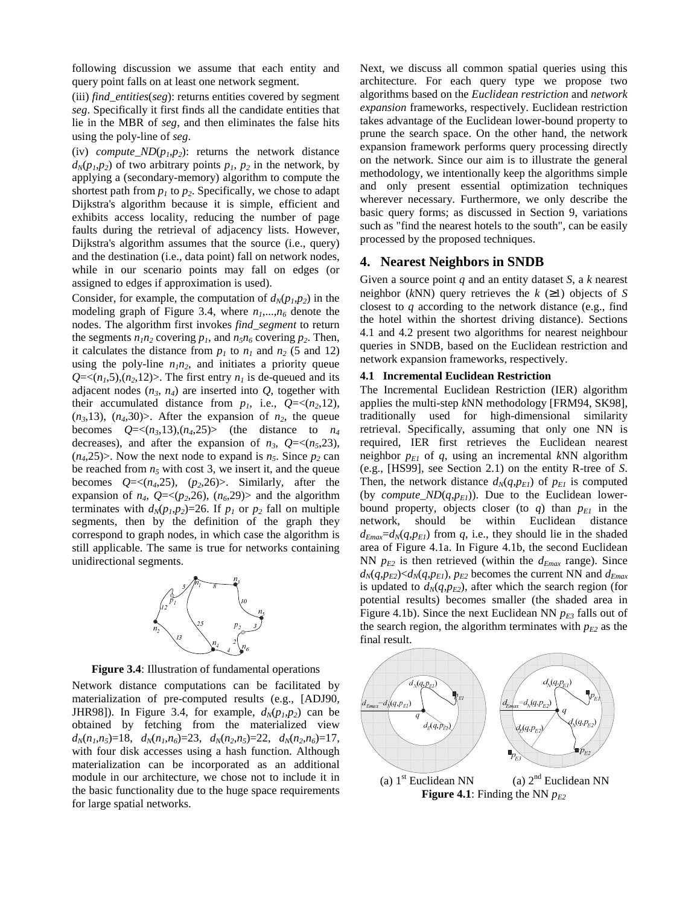following discussion we assume that each entity and query point falls on at least one network segment.

(iii) *find_entities*(*seg*): returns entities covered by segment *seg*. Specifically it first finds all the candidate entities that lie in the MBR of *seg*, and then eliminates the false hits using the poly-line of *seg*.

(iv) *compute_ND*($p_1$,$p_2$): returns the network distance $d_N(p_1,p_2)$ of two arbitrary points $p_1$, $p_2$ in the network, by applying a (secondary-memory) algorithm to compute the shortest path from $p_1$ to $p_2$. Specifically, we chose to adapt Dijkstra's algorithm because it is simple, efficient and exhibits access locality, reducing the number of page faults during the retrieval of adjacency lists. However, Dijkstra's algorithm assumes that the source (i.e., query) and the destination (i.e., data point) fall on network nodes, while in our scenario points may fall on edges (or assigned to edges if approximation is used).

Consider, for example, the computation of $d_N(p_1,p_2)$ in the modeling graph of Figure 3.4, where $n_1$,...,$n_6$ denote the nodes. The algorithm first invokes *find_segment* to return the segments $n_1n_2$ covering $p_1$, and $n_5n_6$ covering $p_2$. Then, it calculates the distance from $p_1$ to $n_1$ and $n_2$ (5 and 12) using the poly-line $n_1n_2$, and initiates a priority queue $Q$=<($n_1$,5),($n_2$,12)>. The first entry $n_1$ is de-queued and its adjacent nodes ($n_3$, $n_4$) are inserted into $Q$, together with their accumulated distance from $p_1$, i.e., $Q$=<($n_2$,12), ($n_3$,13), ($n_4$,30)>. After the expansion of $n_2$, the queue becomes $Q$=<($n_3$,13),($n_4$,25)> (the distance to $n_4$ decreases), and after the expansion of $n_3$, $Q$=<($n_5$,23), ($n_4$,25)>. Now the next node to expand is $n_5$. Since $p_2$ can be reached from $n_5$ with cost 3, we insert it, and the queue becomes $Q$=<($n_4$,25), ($p_2$,26)>. Similarly, after the expansion of $n_4$, $Q$=<($p_2$,26), ($n_6$,29)> and the algorithm terminates with $d_N(p_1,p_2)$=26. If $p_1$ or $p_2$ fall on multiple segments, then by the definition of the graph they correspond to graph nodes, in which case the algorithm is still applicable. The same is true for networks containing unidirectional segments.

**Figure 3.4**: Illustration of fundamental operations

Network distance computations can be facilitated by materialization of pre-computed results (e.g., [ADJ90, JHR98]). In Figure 3.4, for example, $d_N(p_1,p_2)$ can be obtained by fetching from the materialized view $d_N(n_1,n_5)$=18, $d_N(n_1,n_6)$=23, $d_N(n_2,n_5)$=22, $d_N(n_2,n_6)$=17, with four disk accesses using a hash function. Although materialization can be incorporated as an additional module in our architecture, we chose not to include it in the basic functionality due to the huge space requirements for large spatial networks.

Next, we discuss all common spatial queries using this architecture. For each query type we propose two algorithms based on the *Euclidean restriction* and *network expansion* frameworks, respectively. Euclidean restriction takes advantage of the Euclidean lower-bound property to prune the search space. On the other hand, the network expansion framework performs query processing directly on the network. Since our aim is to illustrate the general methodology, we intentionally keep the algorithms simple and only present essential optimization techniques wherever necessary. Furthermore, we only describe the basic query forms; as discussed in Section 9, variations such as "find the nearest hotels to the south", can be easily processed by the proposed techniques.

## 4. Nearest Neighbors in SNDB

Given a source point $q$ and an entity dataset $S$, a $k$ nearest neighbor ($k$NN) query retrieves the $k$ ($\geq$1) objects of $S$ closest to $q$ according to the network distance (e.g., find the hotel within the shortest driving distance). Sections 4.1 and 4.2 present two algorithms for nearest neighbour queries in SNDB, based on the Euclidean restriction and network expansion frameworks, respectively.

### 4.1 Incremental Euclidean Restriction

The Incremental Euclidean Restriction (IER) algorithm applies the multi-step $k$NN methodology [FRM94, SK98], traditionally used for high-dimensional similarity retrieval. Specifically, assuming that only one NN is required, IER first retrieves the Euclidean nearest neighbor $p_{E1}$ of $q$, using an incremental $k$NN algorithm (e.g., [HS99], see Section 2.1) on the entity R-tree of $S$. Then, the network distance $d_N(q,p_{E1})$ of $p_{E1}$ is computed (by *compute_ND*($q$,$p_{E1}$)). Due to the Euclidean lower-bound property, objects closer (to $q$) than $p_{E1}$ in the network, should be within Euclidean distance $d_{Emax}$=$d_N(q,p_{E1})$ from $q$, i.e., they should lie in the shaded area of Figure 4.1a. In Figure 4.1b, the second Euclidean NN $p_{E2}$ is then retrieved (within the $d_{Emax}$ range). Since $d_N(q,p_{E2})$<$d_N(q,p_{E1})$, $p_{E2}$ becomes the current NN and $d_{Emax}$ is updated to $d_N(q,p_{E2})$, after which the search region (for potential results) becomes smaller (the shaded area in Figure 4.1b). Since the next Euclidean NN $p_{E3}$ falls out of the search region, the algorithm terminates with $p_{E2}$ as the final result.

(a) 1[st] Euclidean NN (a) 2[nd] Euclidean NN

**Figure 4.1**: Finding the NN $p_{E2}$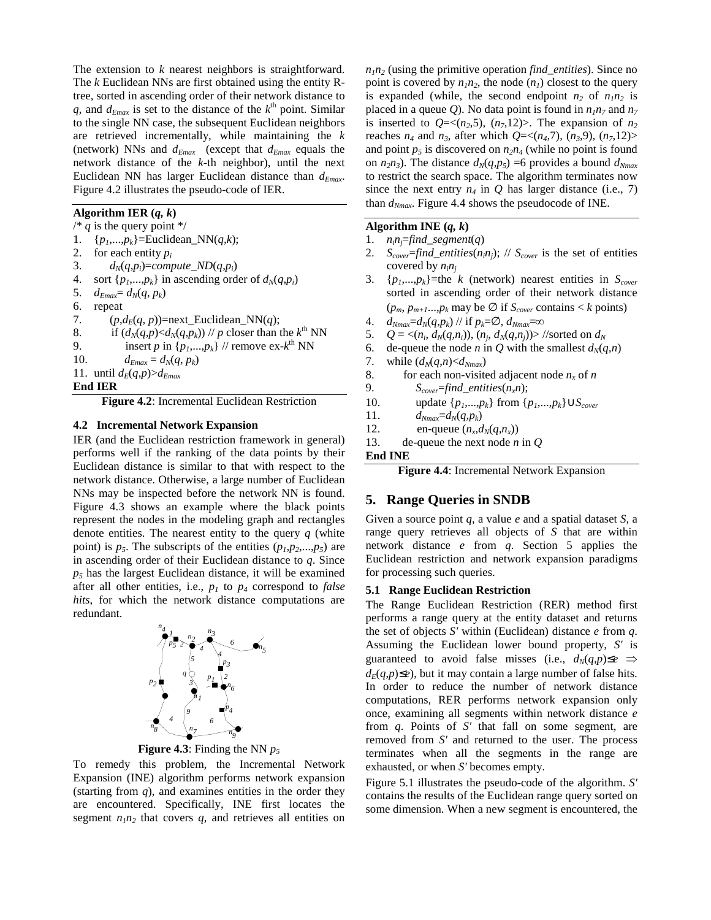The extension to $k$ nearest neighbors is straightforward. The $k$ Euclidean NNs are first obtained using the entity R-tree, sorted in ascending order of their network distance to $q$, and $d_{Emax}$ is set to the distance of the $k^{th}$ point. Similar to the single NN case, the subsequent Euclidean neighbors are retrieved incrementally, while maintaining the $k$ (network) NNs and $d_{Emax}$ (except that $d_{Emax}$ equals the network distance of the $k$-th neighbor), until the next Euclidean NN has larger Euclidean distance than $d_{Emax}$. Figure 4.2 illustrates the pseudo-code of IER.

```
Algorithm IER (q, k)
/* q is the query point */
1.  {p1,...,pk}=Euclidean_NN(q,k);
2.  for each entity pi
3.      dN(q,pi)=compute_ND(q,pi)
4.  sort {p1,...,pk} in ascending order of dN(q,pi)
5.  dEmax= dN(q, pk)
6.  repeat
7.      (p,dE(q, p))=next_Euclidean_NN(q);
8.      if (dN(q,p)<dN(q,pk)) // p closer than the kth NN
9.          insert p in {p1,...,pk} // remove ex-kth NN
10.         dEmax = dN(q, pk)
11. until dE(q,p)>dEmax
End IER
```

**Figure 4.2**: Incremental Euclidean Restriction

### 4.2 Incremental Network Expansion

IER (and the Euclidean restriction framework in general) performs well if the ranking of the data points by their Euclidean distance is similar to that with respect to the network distance. Otherwise, a large number of Euclidean NNs may be inspected before the network NN is found. Figure 4.3 shows an example where the black points represent the nodes in the modeling graph and rectangles denote entities. The nearest entity to the query $q$ (white point) is $p_5$. The subscripts of the entities ($p_1,p_2,...,p_5$) are in ascending order of their Euclidean distance to $q$. Since $p_5$ has the largest Euclidean distance, it will be examined after all other entities, i.e., $p_1$ to $p_4$ correspond to *false hits*, for which the network distance computations are redundant.

**Figure 4.3**: Finding the NN $p_5$

To remedy this problem, the Incremental Network Expansion (INE) algorithm performs network expansion (starting from $q$), and examines entities in the order they are encountered. Specifically, INE first locates the segment $n_1n_2$ that covers $q$, and retrieves all entities on $n_1n_2$ (using the primitive operation *find_entities*). Since no point is covered by $n_1n_2$, the node ($n_1$) closest to the query is expanded (while, the second endpoint $n_2$ of $n_1n_2$ is placed in a queue $Q$). No data point is found in $n_1n_7$ and $n_7$ is inserted to $Q$=<($n_2$,5), ($n_7$,12)>. The expansion of $n_2$ reaches $n_4$ and $n_3$, after which $Q$=<($n_4$,7), ($n_3$,9), ($n_7$,12)> and point $p_5$ is discovered on $n_2n_4$ (while no point is found on $n_2n_3$). The distance $d_N(q,p_5)$ =6 provides a bound $d_{Nmax}$ to restrict the search space. The algorithm terminates now since the next entry $n_4$ in $Q$ has larger distance (i.e., 7) than $d_{Nmax}$. Figure 4.4 shows the pseudocode of INE.

```
Algorithm INE (q, k)
1.  ninj=find_segment(q)
2.  Scover=find_entities(ninj); // Scover is the set of entities
    covered by ninj
3.  {p1,...,pk}=the k (network) nearest entities in Scover
    sorted in ascending order of their network distance
    (pm, pm+1...,pk may be ∅ if Scover contains < k points)
4.  dNmax=dN(q,pk) // if pk=∅, dNmax=∞
5.  Q = <(ni, dN(q,ni)), (nj, dN(q,nj))> //sorted on dN
6.  de-queue the node n in Q with the smallest dN(q,n)
7.  while (dN(q,n)<dNmax)
8.      for each non-visited adjacent node nx of n
9.          Scover=find_entities(nx,n);
10.         update {p1,...,pk} from {p1,...,pk}∪Scover
11.         dNmax=dN(q,pk)
12.         en-queue (nx,dN(q,nx))
13.     de-queue the next node n in Q
End INE
```

**Figure 4.4**: Incremental Network Expansion

## 5. Range Queries in SNDB

Given a source point $q$, a value $e$ and a spatial dataset $S$, a range query retrieves all objects of $S$ that are within network distance $e$ from $q$. Section 5 applies the Euclidean restriction and network expansion paradigms for processing such queries.

### 5.1 Range Euclidean Restriction

The Range Euclidean Restriction (RER) method first performs a range query at the entity dataset and returns the set of objects $S'$ within (Euclidean) distance $e$ from $q$. Assuming the Euclidean lower bound property, $S'$ is guaranteed to avoid false misses (i.e., $d_N(q,p)\leq e \Rightarrow d_E(q,p)\leq e$), but it may contain a large number of false hits. In order to reduce the number of network distance computations, RER performs network expansion only once, examining all segments within network distance $e$ from $q$. Points of $S'$ that fall on some segment, are removed from $S'$ and returned to the user. The process terminates when all the segments in the range are exhausted, or when $S'$ becomes empty.

Figure 5.1 illustrates the pseudo-code of the algorithm. $S'$ contains the results of the Euclidean range query sorted on some dimension. When a new segment is encountered, the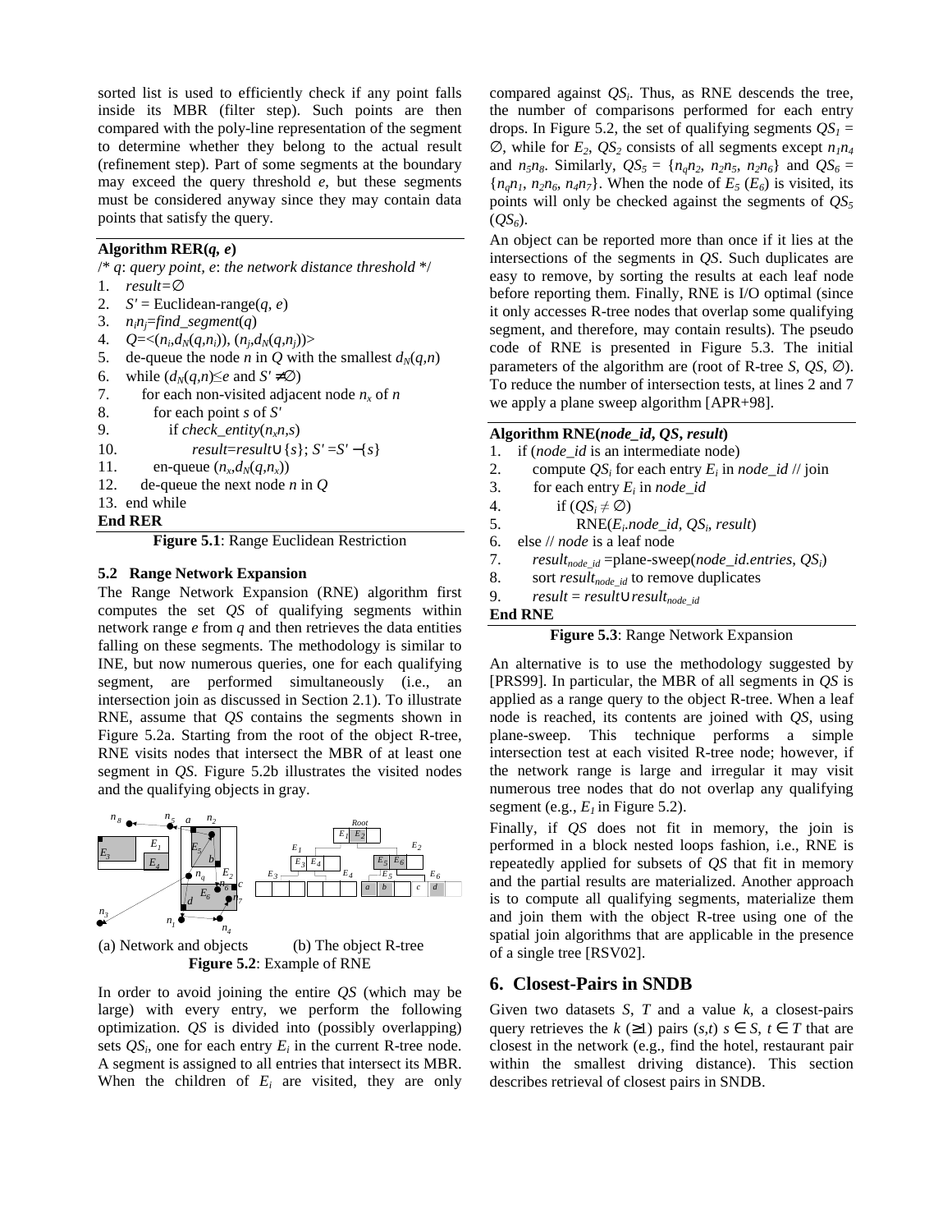sorted list is used to efficiently check if any point falls inside its MBR (filter step). Such points are then compared with the poly-line representation of the segment to determine whether they belong to the actual result (refinement step). Part of some segments at the boundary may exceed the query threshold *e*, but these segments must be considered anyway since they may contain data points that satisfy the query.

```
Algorithm RER(q, e)
/* q: query point, e: the network distance threshold */
1.  result=∅
2.  S' = Euclidean-range(q, e)
3.  n_i n_j = find_segment(q)
4.  Q=<(n_i,d_N(q,n_i)), (n_j,d_N(q,n_j))>
5.  de-queue the node n in Q with the smallest d_N(q,n)
6.  while (d_N(q,n)≤e and S' ≠∅)
7.      for each non-visited adjacent node n_x of n
8.          for each point s of S'
9.              if check_entity(n_x,n,s)
10.                 result=result∪{s}; S' =S' −{s}
11.         en-queue (n_x,d_N(q,n_x))
12.     de-queue the next node n in Q
13. end while
End RER
```

**Figure 5.1**: Range Euclidean Restriction

### 5.2 Range Network Expansion

The Range Network Expansion (RNE) algorithm first computes the set *QS* of qualifying segments within network range *e* from *q* and then retrieves the data entities falling on these segments. The methodology is similar to INE, but now numerous queries, one for each qualifying segment, are performed simultaneously (i.e., an intersection join as discussed in Section 2.1). To illustrate RNE, assume that *QS* contains the segments shown in Figure 5.2a. Starting from the root of the object R-tree, RNE visits nodes that intersect the MBR of at least one segment in *QS*. Figure 5.2b illustrates the visited nodes and the qualifying objects in gray.

(a) Network and objects (b) The object R-tree

**Figure 5.2**: Example of RNE

In order to avoid joining the entire *QS* (which may be large) with every entry, we perform the following optimization. *QS* is divided into (possibly overlapping) sets $QS_i$, one for each entry $E_i$ in the current R-tree node. A segment is assigned to all entries that intersect its MBR. When the children of $E_i$ are visited, they are only compared against $QS_i$. Thus, as RNE descends the tree, the number of comparisons performed for each entry drops. In Figure 5.2, the set of qualifying segments $QS_1 = \emptyset$, while for $E_2$, $QS_2$ consists of all segments except $n_1n_4$ and $n_5n_8$. Similarly, $QS_5 = \{n_qn_2, n_2n_5, n_2n_6\}$ and $QS_6 = \{n_qn_1, n_2n_6, n_4n_7\}$. When the node of $E_5$ ($E_6$) is visited, its points will only be checked against the segments of $QS_5$ ($QS_6$).

An object can be reported more than once if it lies at the intersections of the segments in *QS*. Such duplicates are easy to remove, by sorting the results at each leaf node before reporting them. Finally, RNE is I/O optimal (since it only accesses R-tree nodes that overlap some qualifying segment, and therefore, may contain results). The pseudo code of RNE is presented in Figure 5.3. The initial parameters of the algorithm are (root of R-tree *S*, *QS*, ∅). To reduce the number of intersection tests, at lines 2 and 7 we apply a plane sweep algorithm [APR+98].

```
Algorithm RNE(node_id, QS, result)
1.  if (node_id is an intermediate node)
2.      compute QS_i for each entry E_i in node_id // join
3.      for each entry E_i in node_id
4.          if (QS_i ≠ ∅)
5.              RNE(E_i.node_id, QS_i, result)
6.  else // node is a leaf node
7.      result_node_id =plane-sweep(node_id.entries, QS_i)
8.      sort result_node_id to remove duplicates
9.      result = result∪result_node_id
End RNE
```

**Figure 5.3**: Range Network Expansion

An alternative is to use the methodology suggested by [PRS99]. In particular, the MBR of all segments in *QS* is applied as a range query to the object R-tree. When a leaf node is reached, its contents are joined with *QS*, using plane-sweep. This technique performs a simple intersection test at each visited R-tree node; however, if the network range is large and irregular it may visit numerous tree nodes that do not overlap any qualifying segment (e.g., $E_1$ in Figure 5.2).

Finally, if *QS* does not fit in memory, the join is performed in a block nested loops fashion, i.e., RNE is repeatedly applied for subsets of *QS* that fit in memory and the partial results are materialized. Another approach is to compute all qualifying segments, materialize them and join them with the object R-tree using one of the spatial join algorithms that are applicable in the presence of a single tree [RSV02].

## 6. Closest-Pairs in SNDB

Given two datasets *S*, *T* and a value *k*, a closest-pairs query retrieves the *k* (≥1) pairs (*s*,*t*) $s \in S$, $t \in T$ that are closest in the network (e.g., find the hotel, restaurant pair within the smallest driving distance). This section describes retrieval of closest pairs in SNDB.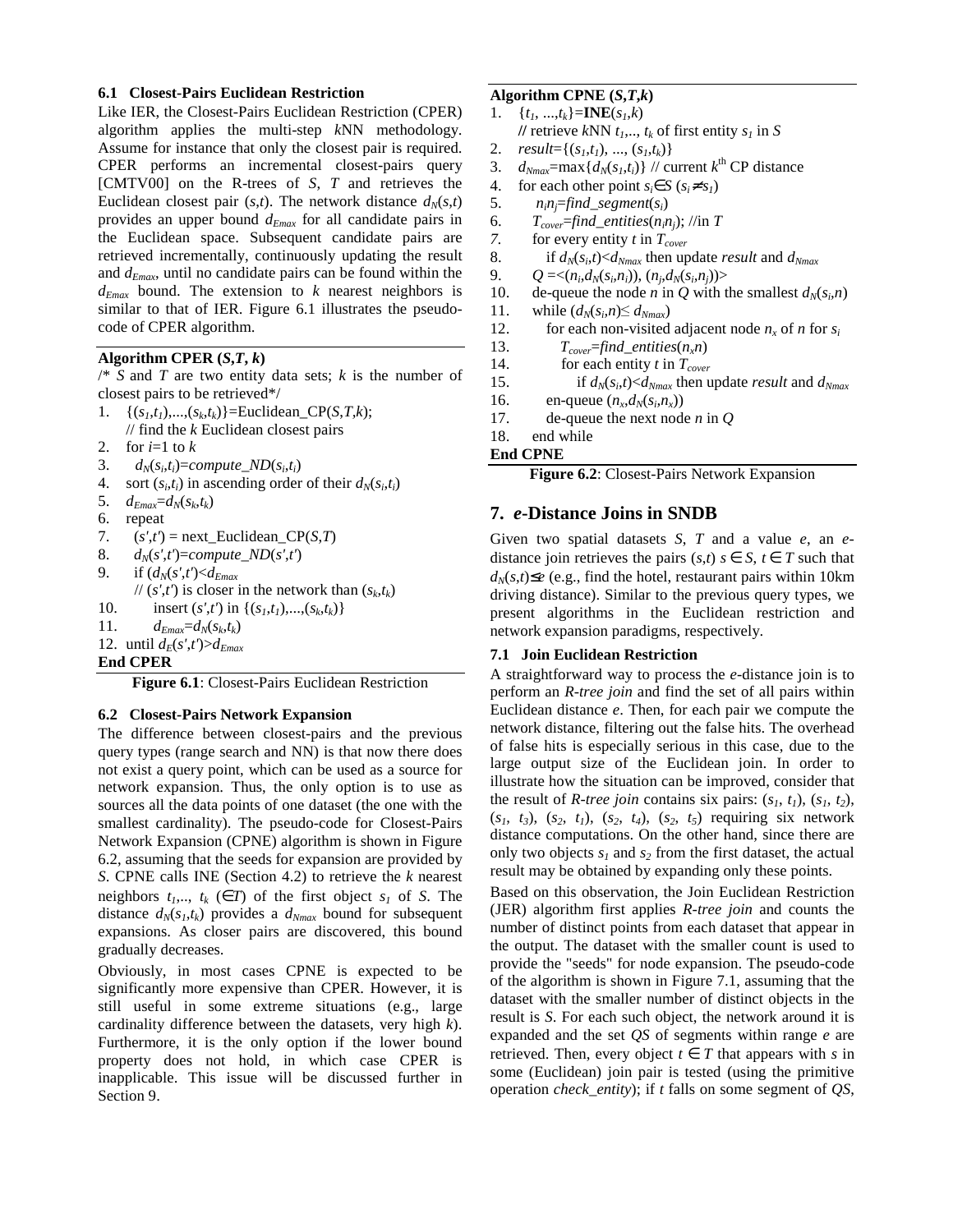### 6.1 Closest-Pairs Euclidean Restriction

Like IER, the Closest-Pairs Euclidean Restriction (CPER) algorithm applies the multi-step *k*NN methodology. Assume for instance that only the closest pair is required. CPER performs an incremental closest-pairs query [CMTV00] on the R-trees of *S*, *T* and retrieves the Euclidean closest pair $(s,t)$. The network distance $d_N(s,t)$ provides an upper bound $d_{Emax}$ for all candidate pairs in the Euclidean space. Subsequent candidate pairs are retrieved incrementally, continuously updating the result and $d_{Emax}$, until no candidate pairs can be found within the $d_{Emax}$ bound. The extension to $k$ nearest neighbors is similar to that of IER. Figure 6.1 illustrates the pseudo-code of CPER algorithm.

```
Algorithm CPER (S,T, k)
/* S and T are two entity data sets; k is the number of
closest pairs to be retrieved*/
1.  {(s1,t1),...,(sk,tk)}=Euclidean_CP(S,T,k);
    // find the k Euclidean closest pairs
2.  for i=1 to k
3.    dN(si,ti)=compute_ND(si,ti)
4.  sort (si,ti) in ascending order of their dN(si,ti)
5.  dEmax=dN(sk,tk)
6.  repeat
7.    (s',t') = next_Euclidean_CP(S,T)
8.    dN(s',t')=compute_ND(s',t')
9.    if (dN(s',t')<dEmax
      // (s',t') is closer in the network than (sk,tk)
10.       insert (s',t') in {(s1,t1),...,(sk,tk)}
11.       dEmax=dN(sk,tk)
12. until dE(s',t')>dEmax
End CPER
```

**Figure 6.1**: Closest-Pairs Euclidean Restriction

### 6.2 Closest-Pairs Network Expansion

The difference between closest-pairs and the previous query types (range search and NN) is that now there does not exist a query point, which can be used as a source for network expansion. Thus, the only option is to use as sources all the data points of one dataset (the one with the smallest cardinality). The pseudo-code for Closest-Pairs Network Expansion (CPNE) algorithm is shown in Figure 6.2, assuming that the seeds for expansion are provided by *S*. CPNE calls INE (Section 4.2) to retrieve the $k$ nearest neighbors $t_1,.., t_k$ ($\in T$) of the first object $s_1$ of *S*. The distance $d_N(s_1,t_k)$ provides a $d_{Nmax}$ bound for subsequent expansions. As closer pairs are discovered, this bound gradually decreases.

Obviously, in most cases CPNE is expected to be significantly more expensive than CPER. However, it is still useful in some extreme situations (e.g., large cardinality difference between the datasets, very high $k$). Furthermore, it is the only option if the lower bound property does not hold, in which case CPER is inapplicable. This issue will be discussed further in Section 9.

```
Algorithm CPNE (S,T,k)
1.  {t1, ...,tk}=INE(s1,k)
    // retrieve kNN t1,.., tk of first entity s1 in S
2.  result={(s1,t1), ..., (s1,tk)}
3.  dNmax=max{dN(s1,ti)} // current kth CP distance
4.  for each other point si∈S (si≠s1)
5.    ninj=find_segment(si)
6.    Tcover=find_entities(ninj); //in T
7.    for every entity t in Tcover
8.      if dN(si,t)<dNmax then update result and dNmax
9.    Q =<(ni,dN(si,ni)), (nj,dN(si,nj))>
10.   de-queue the node n in Q with the smallest dN(si,n)
11.   while (dN(si,n)≤ dNmax)
12.     for each non-visited adjacent node nx of n for si
13.       Tcover=find_entities(nxn)
14.       for each entity t in Tcover
15.         if dN(si,t)<dNmax then update result and dNmax
16.     en-queue (nx,dN(si,nx))
17.     de-queue the next node n in Q
18.   end while
End CPNE
```

**Figure 6.2**: Closest-Pairs Network Expansion

## 7. *e*-Distance Joins in SNDB

Given two spatial datasets *S*, *T* and a value *e*, an *e*-distance join retrieves the pairs $(s,t)$ $s \in S$, $t \in T$ such that $d_N(s,t) \leq e$ (e.g., find the hotel, restaurant pairs within 10km driving distance). Similar to the previous query types, we present algorithms in the Euclidean restriction and network expansion paradigms, respectively.

### 7.1 Join Euclidean Restriction

A straightforward way to process the *e*-distance join is to perform an *R-tree join* and find the set of all pairs within Euclidean distance *e*. Then, for each pair we compute the network distance, filtering out the false hits. The overhead of false hits is especially serious in this case, due to the large output size of the Euclidean join. In order to illustrate how the situation can be improved, consider that the result of *R-tree join* contains six pairs: $(s_1, t_1)$, $(s_1, t_2)$, $(s_1, t_3)$, $(s_2, t_1)$, $(s_2, t_4)$, $(s_2, t_5)$ requiring six network distance computations. On the other hand, since there are only two objects $s_1$ and $s_2$ from the first dataset, the actual result may be obtained by expanding only these points.

Based on this observation, the Join Euclidean Restriction (JER) algorithm first applies *R-tree join* and counts the number of distinct points from each dataset that appear in the output. The dataset with the smaller count is used to provide the "seeds" for node expansion. The pseudo-code of the algorithm is shown in Figure 7.1, assuming that the dataset with the smaller number of distinct objects in the result is *S*. For each such object, the network around it is expanded and the set *QS* of segments within range *e* are retrieved. Then, every object $t \in T$ that appears with *s* in some (Euclidean) join pair is tested (using the primitive operation *check_entity*); if *t* falls on some segment of *QS*,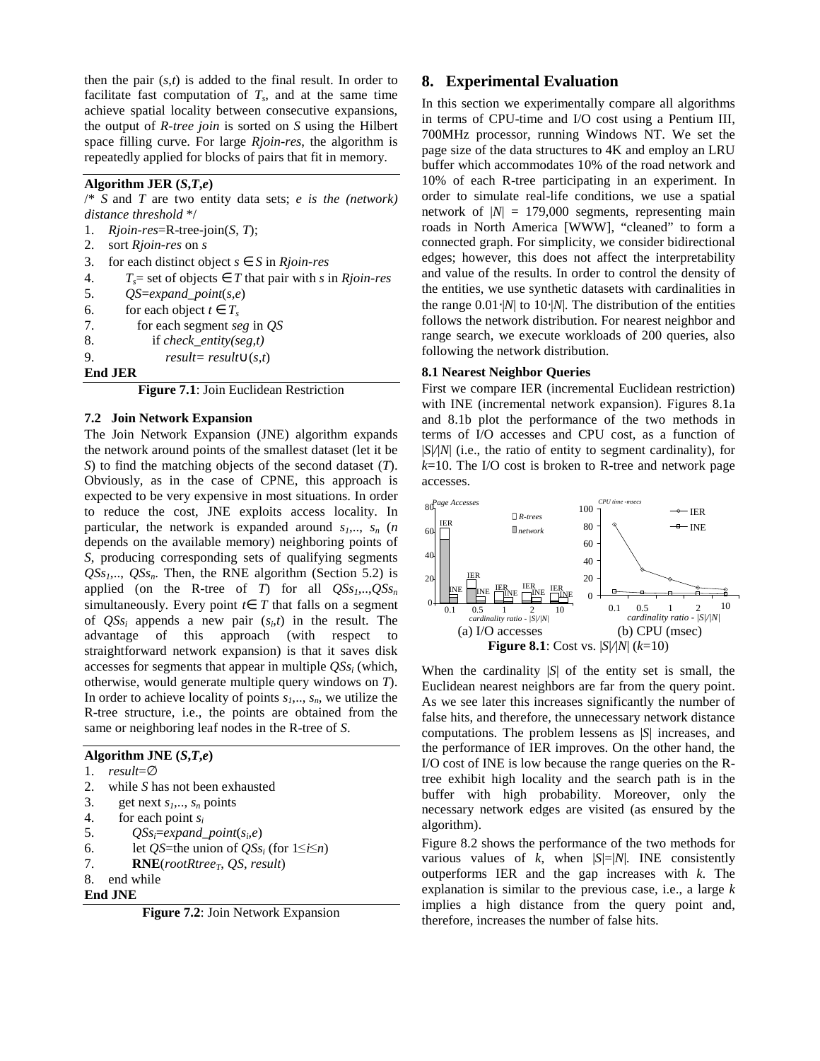then the pair ($s$,$t$) is added to the final result. In order to facilitate fast computation of $T_s$, and at the same time achieve spatial locality between consecutive expansions, the output of *R-tree join* is sorted on *S* using the Hilbert space filling curve. For large *Rjoin-res*, the algorithm is repeatedly applied for blocks of pairs that fit in memory.

```
Algorithm JER (S,T,e)
/* S and T are two entity data sets; e is the (network) distance threshold */
1.  Rjoin-res=R-tree-join(S, T);
2.  sort Rjoin-res on s
3.  for each distinct object s ∈ S in Rjoin-res
4.      T_s= set of objects ∈ T that pair with s in Rjoin-res
5.      QS=expand_point(s,e)
6.      for each object t ∈ T_s
7.          for each segment seg in QS
8.              if check_entity(seg,t)
9.                  result= result ∪ (s,t)
End JER
```

**Figure 7.1**: Join Euclidean Restriction

### 7.2 Join Network Expansion

The Join Network Expansion (JNE) algorithm expands the network around points of the smallest dataset (let it be *S*) to find the matching objects of the second dataset (*T*). Obviously, as in the case of CPNE, this approach is expected to be very expensive in most situations. In order to reduce the cost, JNE exploits access locality. In particular, the network is expanded around $s_1$,.., $s_n$ ($n$ depends on the available memory) neighboring points of *S*, producing corresponding sets of qualifying segments $QSs_1$,.., $QSs_n$. Then, the RNE algorithm (Section 5.2) is applied (on the R-tree of *T*) for all $QSs_1$,..,$QSs_n$ simultaneously. Every point $t \in T$ that falls on a segment of $QSs_i$ appends a new pair ($s_i$,$t$) in the result. The advantage of this approach (with respect to straightforward network expansion) is that it saves disk accesses for segments that appear in multiple $QSs_i$ (which, otherwise, would generate multiple query windows on *T*). In order to achieve locality of points $s_1$,.., $s_n$, we utilize the R-tree structure, i.e., the points are obtained from the same or neighboring leaf nodes in the R-tree of *S*.

```
Algorithm JNE (S,T,e)
1.  result=∅
2.  while S has not been exhausted
3.      get next s_1,.., s_n points
4.      for each point s_i
5.          QSs_i=expand_point(s_i,e)
6.      let QS=the union of QSs_i (for 1≤i≤n)
7.      RNE(rootRtree_T, QS, result)
8.  end while
End JNE
```

**Figure 7.2**: Join Network Expansion

## 8. Experimental Evaluation

In this section we experimentally compare all algorithms in terms of CPU-time and I/O cost using a Pentium III, 700MHz processor, running Windows NT. We set the page size of the data structures to 4K and employ an LRU buffer which accommodates 10% of the road network and 10% of each R-tree participating in an experiment. In order to simulate real-life conditions, we use a spatial network of $|N|$ = 179,000 segments, representing main roads in North America [WWW], "cleaned" to form a connected graph. For simplicity, we consider bidirectional edges; however, this does not affect the interpretability and value of the results. In order to control the density of the entities, we use synthetic datasets with cardinalities in the range $0.01 \cdot |N|$ to $10 \cdot |N|$. The distribution of the entities follows the network distribution. For nearest neighbor and range search, we execute workloads of 200 queries, also following the network distribution.

### 8.1 Nearest Neighbor Queries

First we compare IER (incremental Euclidean restriction) with INE (incremental network expansion). Figures 8.1a and 8.1b plot the performance of the two methods in terms of I/O accesses and CPU cost, as a function of $|S|/|N|$ (i.e., the ratio of entity to segment cardinality), for $k$=10. The I/O cost is broken to R-tree and network page accesses.

(a) I/O accesses (b) CPU (msec)

**Figure 8.1**: Cost vs. $|S|/|N|$ ($k$=10)

When the cardinality $|S|$ of the entity set is small, the Euclidean nearest neighbors are far from the query point. As we see later this increases significantly the number of false hits, and therefore, the unnecessary network distance computations. The problem lessens as $|S|$ increases, and the performance of IER improves. On the other hand, the I/O cost of INE is low because the range queries on the R-tree exhibit high locality and the search path is in the buffer with high probability. Moreover, only the necessary network edges are visited (as ensured by the algorithm).

Figure 8.2 shows the performance of the two methods for various values of $k$, when $|S|$=$|N|$. INE consistently outperforms IER and the gap increases with $k$. The explanation is similar to the previous case, i.e., a large $k$ implies a high distance from the query point and, therefore, increases the number of false hits.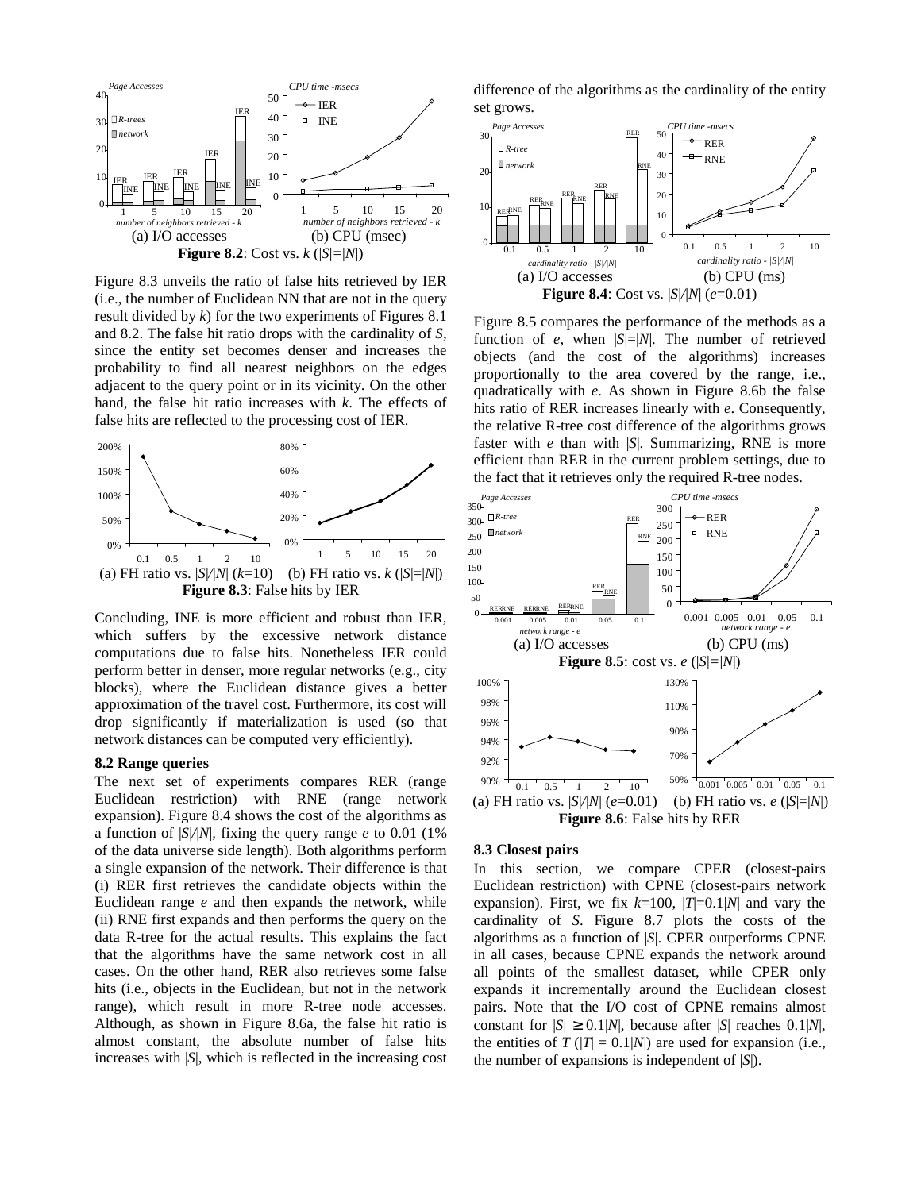**Figure 8.2**: Cost vs. $k$ ($|S|=|N|$)

(a) I/O accesses (b) CPU (msec)

Figure 8.3 unveils the ratio of false hits retrieved by IER (i.e., the number of Euclidean NN that are not in the query result divided by $k$) for the two experiments of Figures 8.1 and 8.2. The false hit ratio drops with the cardinality of $S$, since the entity set becomes denser and increases the probability to find all nearest neighbors on the edges adjacent to the query point or in its vicinity. On the other hand, the false hit ratio increases with $k$. The effects of false hits are reflected to the processing cost of IER.

(a) FH ratio vs. $|S|/|N|$ ($k$=10) (b) FH ratio vs. $k$ ($|S|=|N|$)

**Figure 8.3**: False hits by IER

Concluding, INE is more efficient and robust than IER, which suffers by the excessive network distance computations due to false hits. Nonetheless IER could perform better in denser, more regular networks (e.g., city blocks), where the Euclidean distance gives a better approximation of the travel cost. Furthermore, its cost will drop significantly if materialization is used (so that network distances can be computed very efficiently).

### 8.2 Range queries

The next set of experiments compares RER (range Euclidean restriction) with RNE (range network expansion). Figure 8.4 shows the cost of the algorithms as a function of $|S|/|N|$, fixing the query range $e$ to 0.01 (1% of the data universe side length). Both algorithms perform a single expansion of the network. Their difference is that (i) RER first retrieves the candidate objects within the Euclidean range $e$ and then expands the network, while (ii) RNE first expands and then performs the query on the data R-tree for the actual results. This explains the fact that the algorithms have the same network cost in all cases. On the other hand, RER also retrieves some false hits (i.e., objects in the Euclidean, but not in the network range), which result in more R-tree node accesses. Although, as shown in Figure 8.6a, the false hit ratio is almost constant, the absolute number of false hits increases with $|S|$, which is reflected in the increasing cost difference of the algorithms as the cardinality of the entity set grows.

(a) I/O accesses (b) CPU (ms)

**Figure 8.4**: Cost vs. $|S|/|N|$ ($e$=0.01)

Figure 8.5 compares the performance of the methods as a function of $e$, when $|S|=|N|$. The number of retrieved objects (and the cost of the algorithms) increases proportionally to the area covered by the range, i.e., quadratically with $e$. As shown in Figure 8.6b the false hits ratio of RER increases linearly with $e$. Consequently, the relative R-tree cost difference of the algorithms grows faster with $e$ than with $|S|$. Summarizing, RNE is more efficient than RER in the current problem settings, due to the fact that it retrieves only the required R-tree nodes.

(a) I/O accesses (b) CPU (ms)

**Figure 8.5**: cost vs. $e$ ($|S|=|N|$)

(a) FH ratio vs. $|S|/|N|$ ($e$=0.01) (b) FH ratio vs. $e$ ($|S|=|N|$)

**Figure 8.6**: False hits by RER

### 8.3 Closest pairs

In this section, we compare CPER (closest-pairs Euclidean restriction) with CPNE (closest-pairs network expansion). First, we fix $k$=100, $|T|$=0.1$|N|$ and vary the cardinality of $S$. Figure 8.7 plots the costs of the algorithms as a function of $|S|$. CPER outperforms CPNE in all cases, because CPNE expands the network around all points of the smallest dataset, while CPER only expands it incrementally around the Euclidean closest pairs. Note that the I/O cost of CPNE remains almost constant for $|S| \geq 0.1|N|$, because after $|S|$ reaches 0.1$|N|$, the entities of $T$ ($|T|$ = 0.1$|N|$) are used for expansion (i.e., the number of expansions is independent of $|S|$).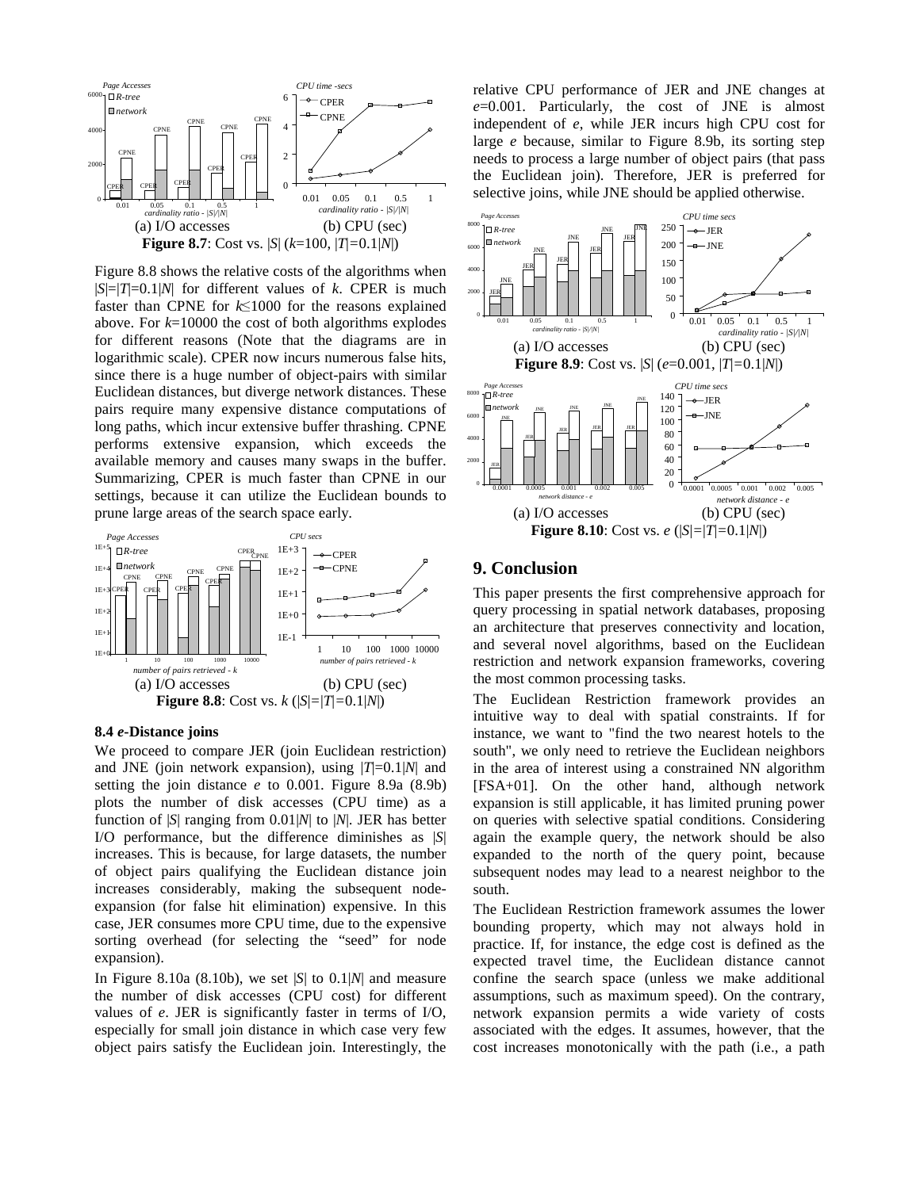(a) I/O accesses (b) CPU (sec)

**Figure 8.7**: Cost vs. |*S*| (*k*=100, |*T*|=0.1|*N*|)

Figure 8.8 shows the relative costs of the algorithms when |*S*|=|*T*|=0.1|*N*| for different values of *k*. CPER is much faster than CPNE for *k*≤1000 for the reasons explained above. For *k*=10000 the cost of both algorithms explodes for different reasons (Note that the diagrams are in logarithmic scale). CPER now incurs numerous false hits, since there is a huge number of object-pairs with similar Euclidean distances, but diverge network distances. These pairs require many expensive distance computations of long paths, which incur extensive buffer thrashing. CPNE performs extensive expansion, which exceeds the available memory and causes many swaps in the buffer. Summarizing, CPER is much faster than CPNE in our settings, because it can utilize the Euclidean bounds to prune large areas of the search space early.

(a) I/O accesses (b) CPU (sec)

**Figure 8.8**: Cost vs. *k* (|*S*|=|*T*|=0.1|*N*|)

### 8.4 *e*-Distance joins

We proceed to compare JER (join Euclidean restriction) and JNE (join network expansion), using |*T*|=0.1|*N*| and setting the join distance *e* to 0.001. Figure 8.9a (8.9b) plots the number of disk accesses (CPU time) as a function of |*S*| ranging from 0.01|*N*| to |*N*|. JER has better I/O performance, but the difference diminishes as |*S*| increases. This is because, for large datasets, the number of object pairs qualifying the Euclidean distance join increases considerably, making the subsequent node-expansion (for false hit elimination) expensive. In this case, JER consumes more CPU time, due to the expensive sorting overhead (for selecting the "seed" for node expansion).

In Figure 8.10a (8.10b), we set |*S*| to 0.1|*N*| and measure the number of disk accesses (CPU cost) for different values of *e*. JER is significantly faster in terms of I/O, especially for small join distance in which case very few object pairs satisfy the Euclidean join. Interestingly, the relative CPU performance of JER and JNE changes at *e*=0.001. Particularly, the cost of JNE is almost independent of *e*, while JER incurs high CPU cost for large *e* because, similar to Figure 8.9b, its sorting step needs to process a large number of object pairs (that pass the Euclidean join). Therefore, JER is preferred for selective joins, while JNE should be applied otherwise.

(a) I/O accesses (b) CPU (sec)

**Figure 8.9**: Cost vs. |*S*| (*e*=0.001, |*T*|=0.1|*N*|)

(a) I/O accesses (b) CPU (sec)

**Figure 8.10**: Cost vs. *e* (|*S*|=|*T*|=0.1|*N*|)

## 9. Conclusion

This paper presents the first comprehensive approach for query processing in spatial network databases, proposing an architecture that preserves connectivity and location, and several novel algorithms, based on the Euclidean restriction and network expansion frameworks, covering the most common processing tasks.

The Euclidean Restriction framework provides an intuitive way to deal with spatial constraints. If for instance, we want to "find the two nearest hotels to the south", we only need to retrieve the Euclidean neighbors in the area of interest using a constrained NN algorithm [FSA+01]. On the other hand, although network expansion is still applicable, it has limited pruning power on queries with selective spatial conditions. Considering again the example query, the network should be also expanded to the north of the query point, because subsequent nodes may lead to a nearest neighbor to the south.

The Euclidean Restriction framework assumes the lower bounding property, which may not always hold in practice. If, for instance, the edge cost is defined as the expected travel time, the Euclidean distance cannot confine the search space (unless we make additional assumptions, such as maximum speed). On the contrary, network expansion permits a wide variety of costs associated with the edges. It assumes, however, that the cost increases monotonically with the path (i.e., a path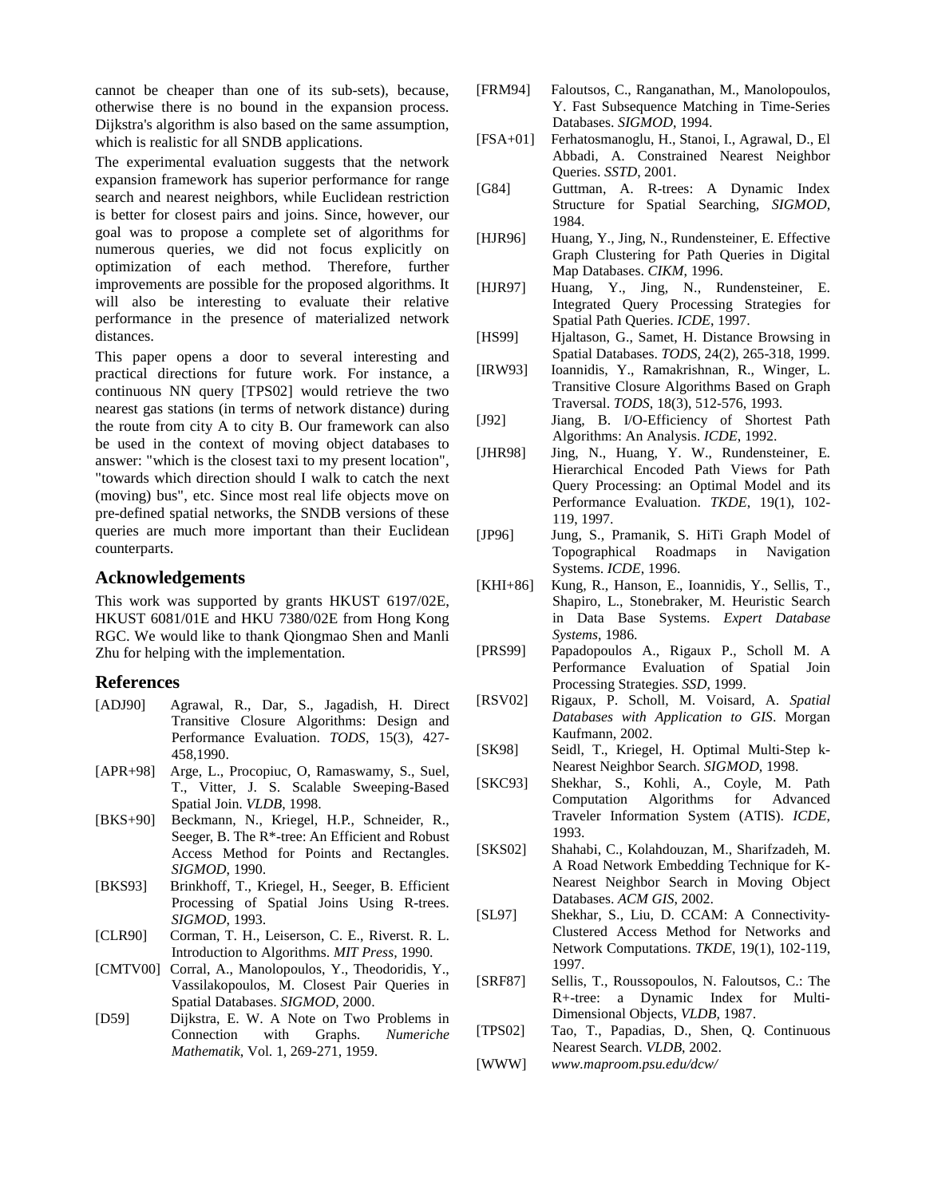cannot be cheaper than one of its sub-sets), because, otherwise there is no bound in the expansion process. Dijkstra's algorithm is also based on the same assumption, which is realistic for all SNDB applications.

The experimental evaluation suggests that the network expansion framework has superior performance for range search and nearest neighbors, while Euclidean restriction is better for closest pairs and joins. Since, however, our goal was to propose a complete set of algorithms for numerous queries, we did not focus explicitly on optimization of each method. Therefore, further improvements are possible for the proposed algorithms. It will also be interesting to evaluate their relative performance in the presence of materialized network distances.

This paper opens a door to several interesting and practical directions for future work. For instance, a continuous NN query [TPS02] would retrieve the two nearest gas stations (in terms of network distance) during the route from city A to city B. Our framework can also be used in the context of moving object databases to answer: "which is the closest taxi to my present location", "towards which direction should I walk to catch the next (moving) bus", etc. Since most real life objects move on pre-defined spatial networks, the SNDB versions of these queries are much more important than their Euclidean counterparts.

## Acknowledgements

This work was supported by grants HKUST 6197/02E, HKUST 6081/01E and HKU 7380/02E from Hong Kong RGC. We would like to thank Qiongmao Shen and Manli Zhu for helping with the implementation.

## References

[ADJ90] Agrawal, R., Dar, S., Jagadish, H. Direct Transitive Closure Algorithms: Design and Performance Evaluation. *TODS*, 15(3), 427-458,1990.

[APR+98] Arge, L., Procopiuc, O, Ramaswamy, S., Suel, T., Vitter, J. S. Scalable Sweeping-Based Spatial Join. *VLDB*, 1998.

[BKS+90] Beckmann, N., Kriegel, H.P., Schneider, R., Seeger, B. The R*-tree: An Efficient and Robust Access Method for Points and Rectangles. *SIGMOD*, 1990.

[BKS93] Brinkhoff, T., Kriegel, H., Seeger, B. Efficient Processing of Spatial Joins Using R-trees. *SIGMOD*, 1993.

[CLR90] Corman, T. H., Leiserson, C. E., Riverst. R. L. Introduction to Algorithms. *MIT Press,* 1990.

[CMTV00] Corral, A., Manolopoulos, Y., Theodoridis, Y., Vassilakopoulos, M. Closest Pair Queries in Spatial Databases. *SIGMOD*, 2000.

[D59] Dijkstra, E. W. A Note on Two Problems in Connection with Graphs. *Numeriche Mathematik*, Vol. 1, 269-271, 1959.

[FRM94] Faloutsos, C., Ranganathan, M., Manolopoulos, Y. Fast Subsequence Matching in Time-Series Databases. *SIGMOD*, 1994.

[FSA+01] Ferhatosmanoglu, H., Stanoi, I., Agrawal, D., El Abbadi, A. Constrained Nearest Neighbor Queries. *SSTD*, 2001.

[G84] Guttman, A. R-trees: A Dynamic Index Structure for Spatial Searching, *SIGMOD*, 1984.

[HJR96] Huang, Y., Jing, N., Rundensteiner, E. Effective Graph Clustering for Path Queries in Digital Map Databases. *CIKM*, 1996.

[HJR97] Huang, Y., Jing, N., Rundensteiner, E. Integrated Query Processing Strategies for Spatial Path Queries. *ICDE*, 1997.

[HS99] Hjaltason, G., Samet, H. Distance Browsing in Spatial Databases. *TODS*, 24(2), 265-318, 1999.

[IRW93] Ioannidis, Y., Ramakrishnan, R., Winger, L. Transitive Closure Algorithms Based on Graph Traversal. *TODS*, 18(3), 512-576, 1993.

[J92] Jiang, B. I/O-Efficiency of Shortest Path Algorithms: An Analysis. *ICDE*, 1992.

[JHR98] Jing, N., Huang, Y. W., Rundensteiner, E. Hierarchical Encoded Path Views for Path Query Processing: an Optimal Model and its Performance Evaluation. *TKDE*, 19(1), 102-119, 1997.

[JP96] Jung, S., Pramanik, S. HiTi Graph Model of Topographical Roadmaps in Navigation Systems. *ICDE*, 1996.

[KHI+86] Kung, R., Hanson, E., Ioannidis, Y., Sellis, T., Shapiro, L., Stonebraker, M. Heuristic Search in Data Base Systems. *Expert Database Systems*, 1986.

[PRS99] Papadopoulos A., Rigaux P., Scholl M. A Performance Evaluation of Spatial Join Processing Strategies. *SSD*, 1999.

[RSV02] Rigaux, P. Scholl, M. Voisard, A. *Spatial Databases with Application to GIS*. Morgan Kaufmann, 2002.

[SK98] Seidl, T., Kriegel, H. Optimal Multi-Step k-Nearest Neighbor Search. *SIGMOD*, 1998.

[SKC93] Shekhar, S., Kohli, A., Coyle, M. Path Computation Algorithms for Advanced Traveler Information System (ATIS). *ICDE*, 1993.

[SKS02] Shahabi, C., Kolahdouzan, M., Sharifzadeh, M. A Road Network Embedding Technique for K-Nearest Neighbor Search in Moving Object Databases. *ACM GIS*, 2002.

[SL97] Shekhar, S., Liu, D. CCAM: A Connectivity-Clustered Access Method for Networks and Network Computations. *TKDE*, 19(1), 102-119, 1997.

[SRF87] Sellis, T., Roussopoulos, N. Faloutsos, C.: The R+-tree: a Dynamic Index for Multi-Dimensional Objects, *VLDB*, 1987.

[TPS02] Tao, T., Papadias, D., Shen, Q. Continuous Nearest Search. *VLDB*, 2002.

[WWW] *www.maproom.psu.edu/dcw/*